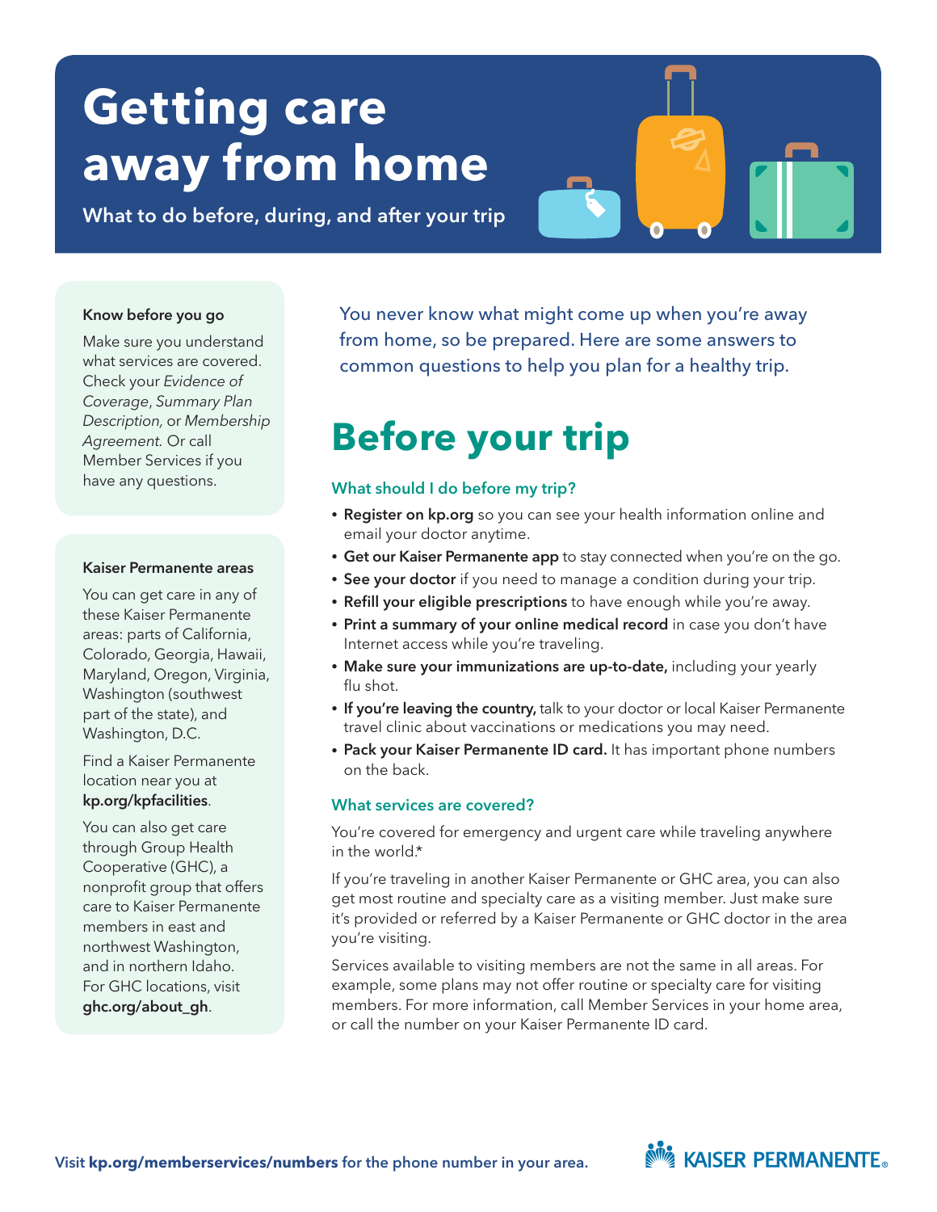# Getting care away from home

What to do before, during, and after your trip

You never know what might come up when you're away from home, so be prepared. Here are some answers to common questions to help you plan for a healthy trip.

## Before your trip

### What should I do before my trip?

- **Register on kp.org** so you can see your health information online and email your doctor anytime.
- **Get our Kaiser Permanente app** to stay connected when you're on the go.
- **See your doctor** if you need to manage a condition during your trip.
- **Refill your eligible prescriptions** to have enough while you're away.
- **Print a summary of your online medical record** in case you don't have Internet access while you're traveling.
- **Make sure your immunizations are up-to-date,** including your yearly flu shot.
- **If you're leaving the country,** talk to your doctor or local Kaiser Permanente travel clinic about vaccinations or medications you may need.
- **Pack your Kaiser Permanente ID card.** It has important phone numbers on the back.

### What services are covered?

You're covered for emergency and urgent care while traveling anywhere in the world.*

If you're traveling in another Kaiser Permanente or GHC area, you can also get most routine and specialty care as a visiting member. Just make sure it's provided or referred by a Kaiser Permanente or GHC doctor in the area you're visiting.

Services available to visiting members are not the same in all areas. For example, some plans may not offer routine or specialty care for visiting members. For more information, call Member Services in your home area, or call the number on your Kaiser Permanente ID card.

**Know before you go**

Make sure you understand what services are covered. Check your *Evidence of Coverage*, *Summary Plan Description*, or *Membership Agreement.* Or call Member Services if you have any questions.

**Kaiser Permanente areas**

You can get care in any of these Kaiser Permanente areas: parts of California, Colorado, Georgia, Hawaii, Maryland, Oregon, Virginia, Washington (southwest part of the state), and Washington, D.C.

Find a Kaiser Permanente location near you at **kp.org/kpfacilities**.

You can also get care through Group Health Cooperative (GHC), a nonprofit group that offers care to Kaiser Permanente members in east and northwest Washington, and in northern Idaho. For GHC locations, visit **ghc.org/about_gh**.

Visit **kp.org/memberservices/numbers** for the phone number in your area.

KAISER PERMANENTE®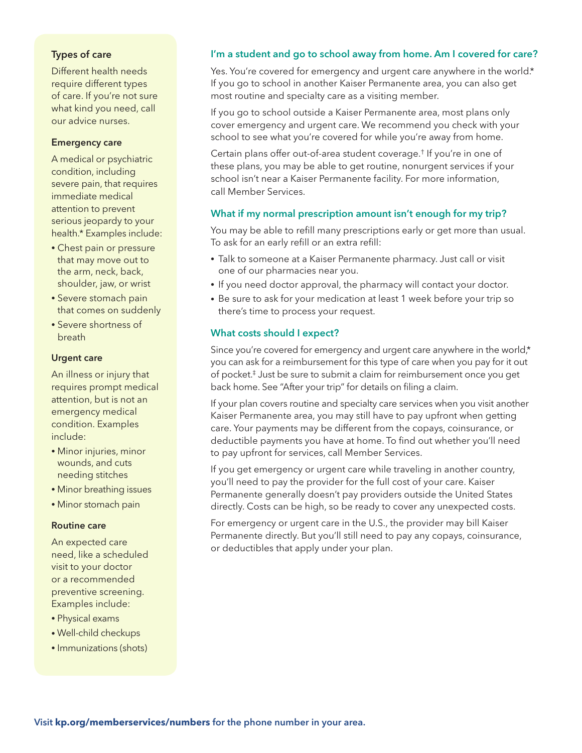### Types of care

Different health needs require different types of care. If you're not sure what kind you need, call our advice nurses.

#### Emergency care

A medical or psychiatric condition, including severe pain, that requires immediate medical attention to prevent serious jeopardy to your health.* Examples include:

- Chest pain or pressure that may move out to the arm, neck, back, shoulder, jaw, or wrist
- Severe stomach pain that comes on suddenly
- Severe shortness of breath

#### Urgent care

An illness or injury that requires prompt medical attention, but is not an emergency medical condition. Examples include:

- Minor injuries, minor wounds, and cuts needing stitches
- Minor breathing issues
- Minor stomach pain

#### Routine care

An expected care need, like a scheduled visit to your doctor or a recommended preventive screening. Examples include:

- Physical exams
- Well-child checkups
- Immunizations (shots)

### I'm a student and go to school away from home. Am I covered for care?

Yes. You're covered for emergency and urgent care anywhere in the world.* If you go to school in another Kaiser Permanente area, you can also get most routine and specialty care as a visiting member.

If you go to school outside a Kaiser Permanente area, most plans only cover emergency and urgent care. We recommend you check with your school to see what you're covered for while you're away from home.

Certain plans offer out-of-area student coverage.† If you're in one of these plans, you may be able to get routine, nonurgent services if your school isn't near a Kaiser Permanente facility. For more information, call Member Services.

### What if my normal prescription amount isn't enough for my trip?

You may be able to refill many prescriptions early or get more than usual. To ask for an early refill or an extra refill:

- Talk to someone at a Kaiser Permanente pharmacy. Just call or visit one of our pharmacies near you.
- If you need doctor approval, the pharmacy will contact your doctor.
- Be sure to ask for your medication at least 1 week before your trip so there's time to process your request.

### What costs should I expect?

Since you're covered for emergency and urgent care anywhere in the world,* you can ask for a reimbursement for this type of care when you pay for it out of pocket.‡ Just be sure to submit a claim for reimbursement once you get back home. See "After your trip" for details on filing a claim.

If your plan covers routine and specialty care services when you visit another Kaiser Permanente area, you may still have to pay upfront when getting care. Your payments may be different from the copays, coinsurance, or deductible payments you have at home. To find out whether you'll need to pay upfront for services, call Member Services.

If you get emergency or urgent care while traveling in another country, you'll need to pay the provider for the full cost of your care. Kaiser Permanente generally doesn't pay providers outside the United States directly. Costs can be high, so be ready to cover any unexpected costs.

For emergency or urgent care in the U.S., the provider may bill Kaiser Permanente directly. But you'll still need to pay any copays, coinsurance, or deductibles that apply under your plan.

Visit **kp.org/memberservices/numbers** for the phone number in your area.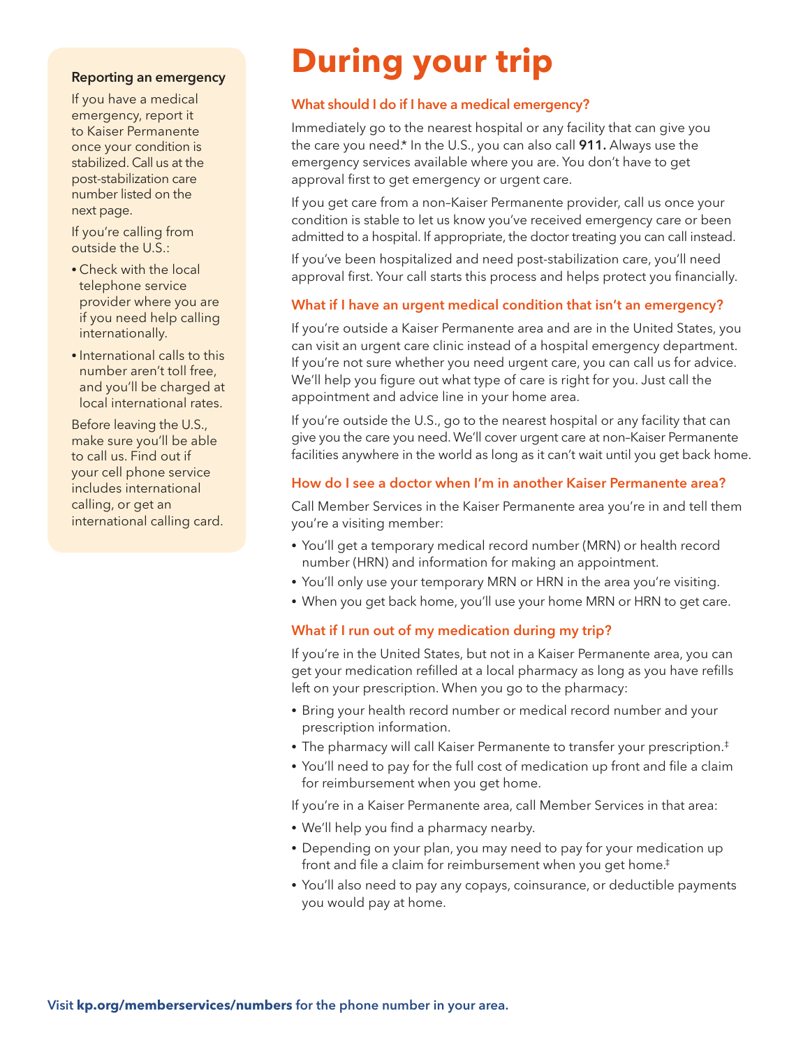# During your trip

### What should I do if I have a medical emergency?

Immediately go to the nearest hospital or any facility that can give you the care you need.* In the U.S., you can also call **911.** Always use the emergency services available where you are. You don't have to get approval first to get emergency or urgent care.

If you get care from a non–Kaiser Permanente provider, call us once your condition is stable to let us know you've received emergency care or been admitted to a hospital. If appropriate, the doctor treating you can call instead.

If you've been hospitalized and need post-stabilization care, you'll need approval first. Your call starts this process and helps protect you financially.

### What if I have an urgent medical condition that isn't an emergency?

If you're outside a Kaiser Permanente area and are in the United States, you can visit an urgent care clinic instead of a hospital emergency department. If you're not sure whether you need urgent care, you can call us for advice. We'll help you figure out what type of care is right for you. Just call the appointment and advice line in your home area.

If you're outside the U.S., go to the nearest hospital or any facility that can give you the care you need. We'll cover urgent care at non–Kaiser Permanente facilities anywhere in the world as long as it can't wait until you get back home.

### How do I see a doctor when I'm in another Kaiser Permanente area?

Call Member Services in the Kaiser Permanente area you're in and tell them you're a visiting member:

- You'll get a temporary medical record number (MRN) or health record number (HRN) and information for making an appointment.
- You'll only use your temporary MRN or HRN in the area you're visiting.
- When you get back home, you'll use your home MRN or HRN to get care.

### What if I run out of my medication during my trip?

If you're in the United States, but not in a Kaiser Permanente area, you can get your medication refilled at a local pharmacy as long as you have refills left on your prescription. When you go to the pharmacy:

- Bring your health record number or medical record number and your prescription information.
- The pharmacy will call Kaiser Permanente to transfer your prescription.‡
- You'll need to pay for the full cost of medication up front and file a claim for reimbursement when you get home.

If you're in a Kaiser Permanente area, call Member Services in that area:

- We'll help you find a pharmacy nearby.
- Depending on your plan, you may need to pay for your medication up front and file a claim for reimbursement when you get home.‡
- You'll also need to pay any copays, coinsurance, or deductible payments you would pay at home.

**Reporting an emergency**

If you have a medical emergency, report it to Kaiser Permanente once your condition is stabilized. Call us at the post-stabilization care number listed on the next page.

If you're calling from outside the U.S.:

- Check with the local telephone service provider where you are if you need help calling internationally.
- International calls to this number aren't toll free, and you'll be charged at local international rates.

Before leaving the U.S., make sure you'll be able to call us. Find out if your cell phone service includes international calling, or get an international calling card.

Visit **kp.org/memberservices/numbers** for the phone number in your area.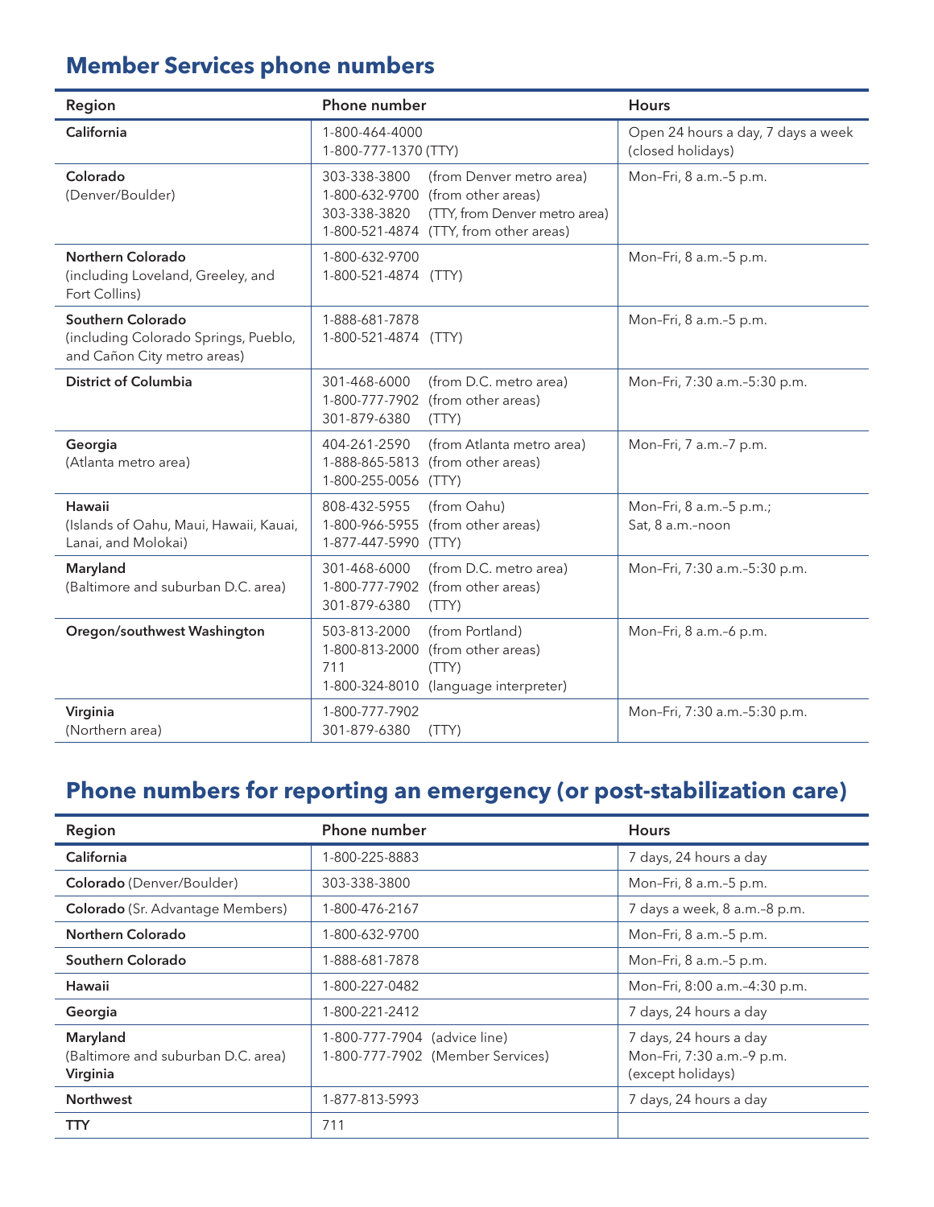## Member Services phone numbers

| Region | Phone number | Hours |
|---|---|---|
| **California** | 1-800-464-4000<br>1-800-777-1370 (TTY) | Open 24 hours a day, 7 days a week (closed holidays) |
| **Colorado**<br>(Denver/Boulder) | 303-338-3800 (from Denver metro area)<br>1-800-632-9700 (from other areas)<br>303-338-3820 (TTY, from Denver metro area)<br>1-800-521-4874 (TTY, from other areas) | Mon–Fri, 8 a.m.–5 p.m. |
| **Northern Colorado**<br>(including Loveland, Greeley, and Fort Collins) | 1-800-632-9700<br>1-800-521-4874 (TTY) | Mon–Fri, 8 a.m.–5 p.m. |
| **Southern Colorado**<br>(including Colorado Springs, Pueblo, and Cañon City metro areas) | 1-888-681-7878<br>1-800-521-4874 (TTY) | Mon–Fri, 8 a.m.–5 p.m. |
| **District of Columbia** | 301-468-6000 (from D.C. metro area)<br>1-800-777-7902 (from other areas)<br>301-879-6380 (TTY) | Mon–Fri, 7:30 a.m.–5:30 p.m. |
| **Georgia**<br>(Atlanta metro area) | 404-261-2590 (from Atlanta metro area)<br>1-888-865-5813 (from other areas)<br>1-800-255-0056 (TTY) | Mon–Fri, 7 a.m.–7 p.m. |
| **Hawaii**<br>(Islands of Oahu, Maui, Hawaii, Kauai, Lanai, and Molokai) | 808-432-5955 (from Oahu)<br>1-800-966-5955 (from other areas)<br>1-877-447-5990 (TTY) | Mon–Fri, 8 a.m.–5 p.m.;<br>Sat, 8 a.m.–noon |
| **Maryland**<br>(Baltimore and suburban D.C. area) | 301-468-6000 (from D.C. metro area)<br>1-800-777-7902 (from other areas)<br>301-879-6380 (TTY) | Mon–Fri, 7:30 a.m.–5:30 p.m. |
| **Oregon/southwest Washington** | 503-813-2000 (from Portland)<br>1-800-813-2000 (from other areas)<br>711 (TTY)<br>1-800-324-8010 (language interpreter) | Mon–Fri, 8 a.m.–6 p.m. |
| **Virginia**<br>(Northern area) | 1-800-777-7902<br>301-879-6380 (TTY) | Mon–Fri, 7:30 a.m.–5:30 p.m. |

## Phone numbers for reporting an emergency (or post-stabilization care)

| Region | Phone number | Hours |
|---|---|---|
| **California** | 1-800-225-8883 | 7 days, 24 hours a day |
| **Colorado** (Denver/Boulder) | 303-338-3800 | Mon–Fri, 8 a.m.–5 p.m. |
| **Colorado** (Sr. Advantage Members) | 1-800-476-2167 | 7 days a week, 8 a.m.–8 p.m. |
| **Northern Colorado** | 1-800-632-9700 | Mon–Fri, 8 a.m.–5 p.m. |
| **Southern Colorado** | 1-888-681-7878 | Mon–Fri, 8 a.m.–5 p.m. |
| **Hawaii** | 1-800-227-0482 | Mon–Fri, 8:00 a.m.–4:30 p.m. |
| **Georgia** | 1-800-221-2412 | 7 days, 24 hours a day |
| **Maryland**<br>(Baltimore and suburban D.C. area)<br>**Virginia** | 1-800-777-7904 (advice line)<br>1-800-777-7902 (Member Services) | 7 days, 24 hours a day<br>Mon–Fri, 7:30 a.m.–9 p.m. (except holidays) |
| **Northwest** | 1-877-813-5993 | 7 days, 24 hours a day |
| **TTY** | 711 | |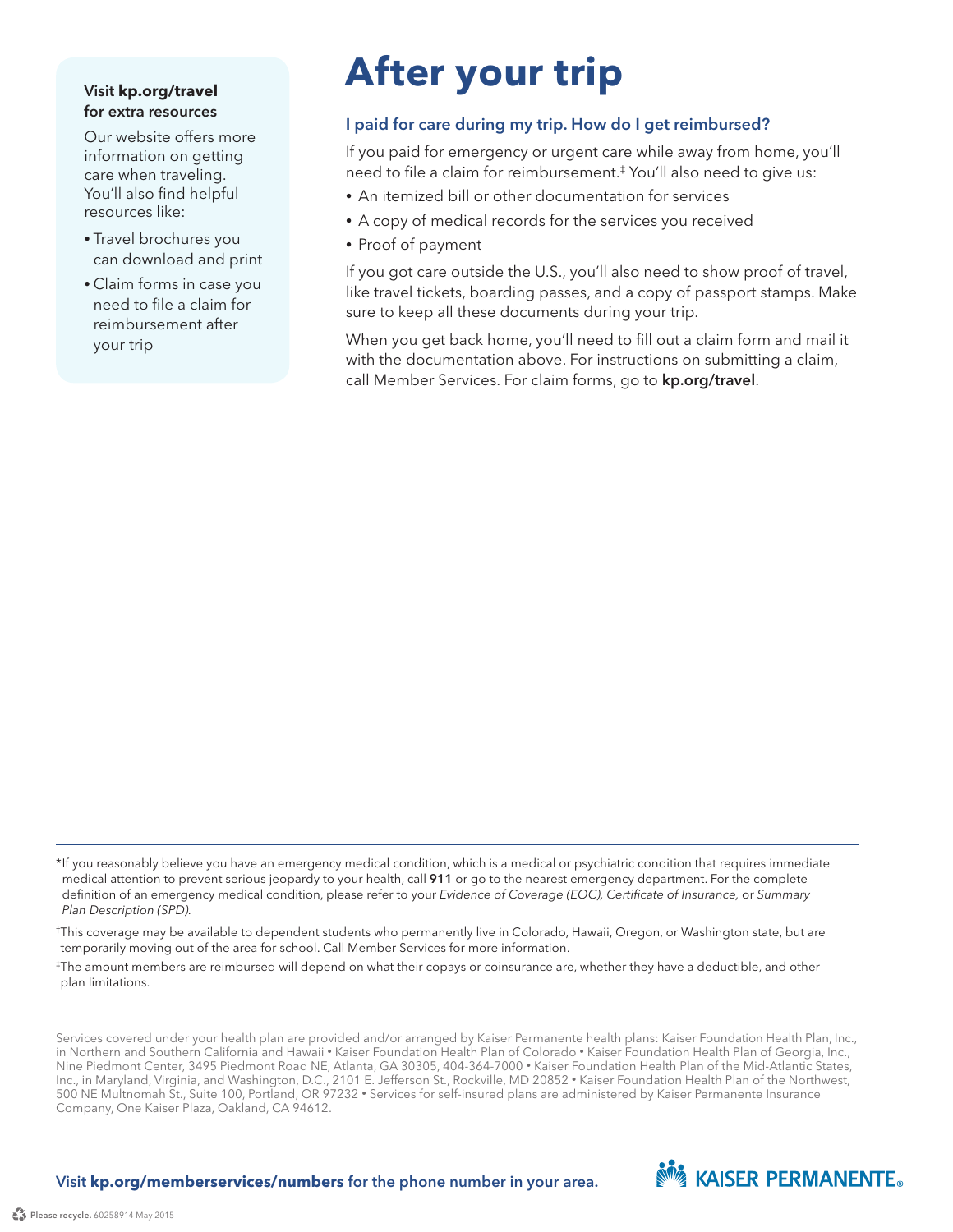# After your trip

## I paid for care during my trip. How do I get reimbursed?

If you paid for emergency or urgent care while away from home, you'll need to file a claim for reimbursement.‡ You'll also need to give us:

- An itemized bill or other documentation for services
- A copy of medical records for the services you received
- Proof of payment

If you got care outside the U.S., you'll also need to show proof of travel, like travel tickets, boarding passes, and a copy of passport stamps. Make sure to keep all these documents during your trip.

When you get back home, you'll need to fill out a claim form and mail it with the documentation above. For instructions on submitting a claim, call Member Services. For claim forms, go to **kp.org/travel**.

**Visit kp.org/travel for extra resources**

Our website offers more information on getting care when traveling. You'll also find helpful resources like:

- Travel brochures you can download and print
- Claim forms in case you need to file a claim for reimbursement after your trip

---

*If you reasonably believe you have an emergency medical condition, which is a medical or psychiatric condition that requires immediate medical attention to prevent serious jeopardy to your health, call **911** or go to the nearest emergency department. For the complete definition of an emergency medical condition, please refer to your *Evidence of Coverage (EOC), Certificate of Insurance,* or *Summary Plan Description (SPD).*

†This coverage may be available to dependent students who permanently live in Colorado, Hawaii, Oregon, or Washington state, but are temporarily moving out of the area for school. Call Member Services for more information.

‡The amount members are reimbursed will depend on what their copays or coinsurance are, whether they have a deductible, and other plan limitations.

Services covered under your health plan are provided and/or arranged by Kaiser Permanente health plans: Kaiser Foundation Health Plan, Inc., in Northern and Southern California and Hawaii • Kaiser Foundation Health Plan of Colorado • Kaiser Foundation Health Plan of Georgia, Inc., Nine Piedmont Center, 3495 Piedmont Road NE, Atlanta, GA 30305, 404-364-7000 • Kaiser Foundation Health Plan of the Mid-Atlantic States, Inc., in Maryland, Virginia, and Washington, D.C., 2101 E. Jefferson St., Rockville, MD 20852 • Kaiser Foundation Health Plan of the Northwest, 500 NE Multnomah St., Suite 100, Portland, OR 97232 • Services for self-insured plans are administered by Kaiser Permanente Insurance Company, One Kaiser Plaza, Oakland, CA 94612.

Visit **kp.org/memberservices/numbers** for the phone number in your area.

KAISER PERMANENTE®

Please recycle. 60258914 May 2015